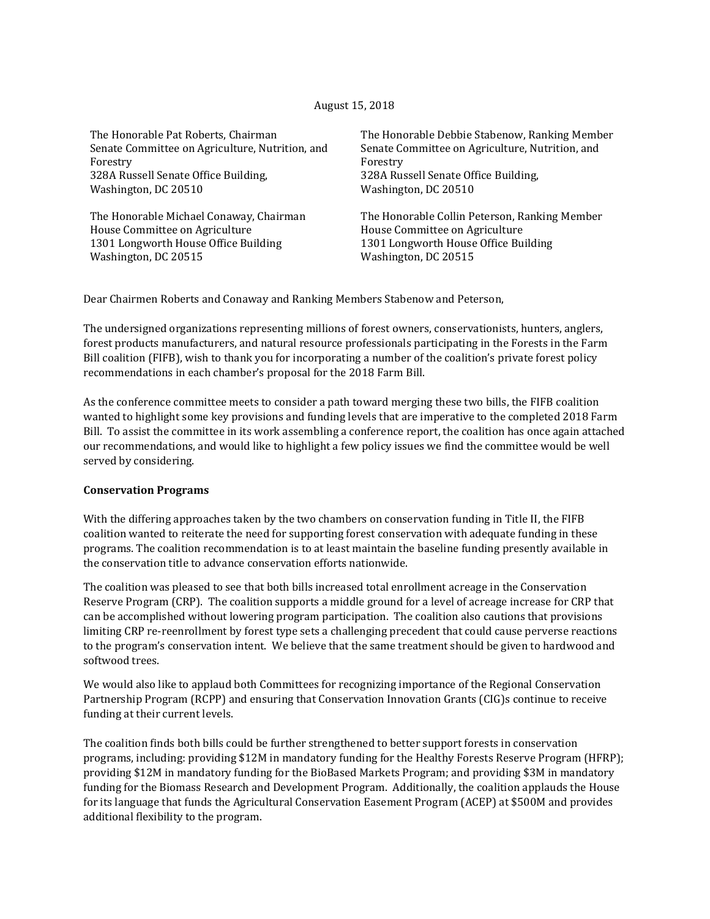August 15, 2018

The Honorable Pat Roberts, Chairman
Senate Committee on Agriculture, Nutrition, and Forestry
328A Russell Senate Office Building,
Washington, DC 20510

The Honorable Debbie Stabenow, Ranking Member
Senate Committee on Agriculture, Nutrition, and Forestry
328A Russell Senate Office Building,
Washington, DC 20510

The Honorable Michael Conaway, Chairman
House Committee on Agriculture
1301 Longworth House Office Building
Washington, DC 20515

The Honorable Collin Peterson, Ranking Member
House Committee on Agriculture
1301 Longworth House Office Building
Washington, DC 20515

Dear Chairmen Roberts and Conaway and Ranking Members Stabenow and Peterson,

The undersigned organizations representing millions of forest owners, conservationists, hunters, anglers, forest products manufacturers, and natural resource professionals participating in the Forests in the Farm Bill coalition (FIFB), wish to thank you for incorporating a number of the coalition's private forest policy recommendations in each chamber's proposal for the 2018 Farm Bill.

As the conference committee meets to consider a path toward merging these two bills, the FIFB coalition wanted to highlight some key provisions and funding levels that are imperative to the completed 2018 Farm Bill. To assist the committee in its work assembling a conference report, the coalition has once again attached our recommendations, and would like to highlight a few policy issues we find the committee would be well served by considering.

**Conservation Programs**

With the differing approaches taken by the two chambers on conservation funding in Title II, the FIFB coalition wanted to reiterate the need for supporting forest conservation with adequate funding in these programs. The coalition recommendation is to at least maintain the baseline funding presently available in the conservation title to advance conservation efforts nationwide.

The coalition was pleased to see that both bills increased total enrollment acreage in the Conservation Reserve Program (CRP). The coalition supports a middle ground for a level of acreage increase for CRP that can be accomplished without lowering program participation. The coalition also cautions that provisions limiting CRP re-reenrollment by forest type sets a challenging precedent that could cause perverse reactions to the program's conservation intent. We believe that the same treatment should be given to hardwood and softwood trees.

We would also like to applaud both Committees for recognizing importance of the Regional Conservation Partnership Program (RCPP) and ensuring that Conservation Innovation Grants (CIG)s continue to receive funding at their current levels.

The coalition finds both bills could be further strengthened to better support forests in conservation programs, including: providing $12M in mandatory funding for the Healthy Forests Reserve Program (HFRP); providing $12M in mandatory funding for the BioBased Markets Program; and providing $3M in mandatory funding for the Biomass Research and Development Program. Additionally, the coalition applauds the House for its language that funds the Agricultural Conservation Easement Program (ACEP) at $500M and provides additional flexibility to the program.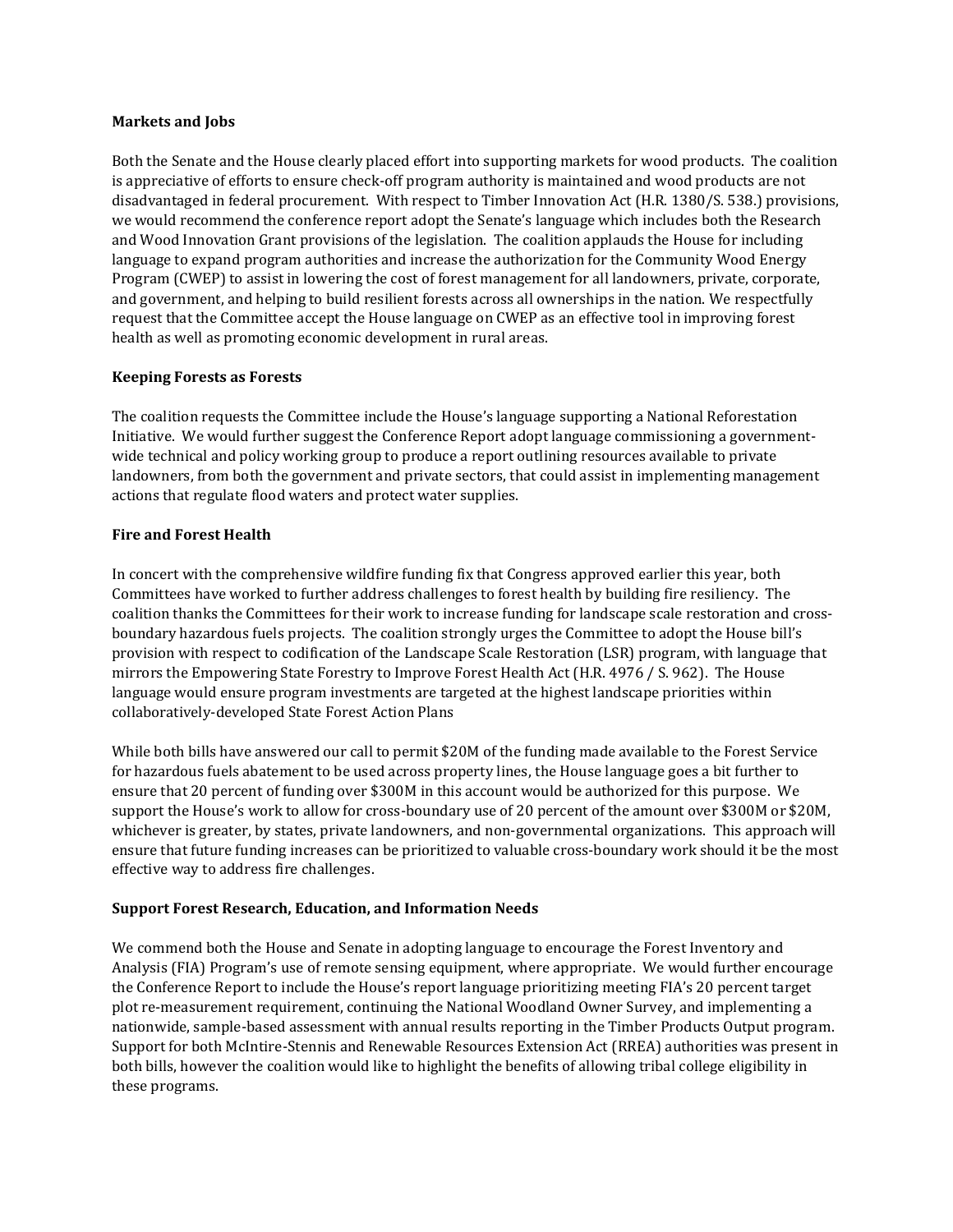**Markets and Jobs**

Both the Senate and the House clearly placed effort into supporting markets for wood products. The coalition is appreciative of efforts to ensure check-off program authority is maintained and wood products are not disadvantaged in federal procurement. With respect to Timber Innovation Act (H.R. 1380/S. 538.) provisions, we would recommend the conference report adopt the Senate's language which includes both the Research and Wood Innovation Grant provisions of the legislation. The coalition applauds the House for including language to expand program authorities and increase the authorization for the Community Wood Energy Program (CWEP) to assist in lowering the cost of forest management for all landowners, private, corporate, and government, and helping to build resilient forests across all ownerships in the nation. We respectfully request that the Committee accept the House language on CWEP as an effective tool in improving forest health as well as promoting economic development in rural areas.

**Keeping Forests as Forests**

The coalition requests the Committee include the House's language supporting a National Reforestation Initiative. We would further suggest the Conference Report adopt language commissioning a government-wide technical and policy working group to produce a report outlining resources available to private landowners, from both the government and private sectors, that could assist in implementing management actions that regulate flood waters and protect water supplies.

**Fire and Forest Health**

In concert with the comprehensive wildfire funding fix that Congress approved earlier this year, both Committees have worked to further address challenges to forest health by building fire resiliency. The coalition thanks the Committees for their work to increase funding for landscape scale restoration and cross-boundary hazardous fuels projects. The coalition strongly urges the Committee to adopt the House bill's provision with respect to codification of the Landscape Scale Restoration (LSR) program, with language that mirrors the Empowering State Forestry to Improve Forest Health Act (H.R. 4976 / S. 962). The House language would ensure program investments are targeted at the highest landscape priorities within collaboratively-developed State Forest Action Plans

While both bills have answered our call to permit $20M of the funding made available to the Forest Service for hazardous fuels abatement to be used across property lines, the House language goes a bit further to ensure that 20 percent of funding over $300M in this account would be authorized for this purpose. We support the House's work to allow for cross-boundary use of 20 percent of the amount over $300M or $20M, whichever is greater, by states, private landowners, and non-governmental organizations. This approach will ensure that future funding increases can be prioritized to valuable cross-boundary work should it be the most effective way to address fire challenges.

**Support Forest Research, Education, and Information Needs**

We commend both the House and Senate in adopting language to encourage the Forest Inventory and Analysis (FIA) Program's use of remote sensing equipment, where appropriate. We would further encourage the Conference Report to include the House's report language prioritizing meeting FIA's 20 percent target plot re-measurement requirement, continuing the National Woodland Owner Survey, and implementing a nationwide, sample-based assessment with annual results reporting in the Timber Products Output program. Support for both McIntire-Stennis and Renewable Resources Extension Act (RREA) authorities was present in both bills, however the coalition would like to highlight the benefits of allowing tribal college eligibility in these programs.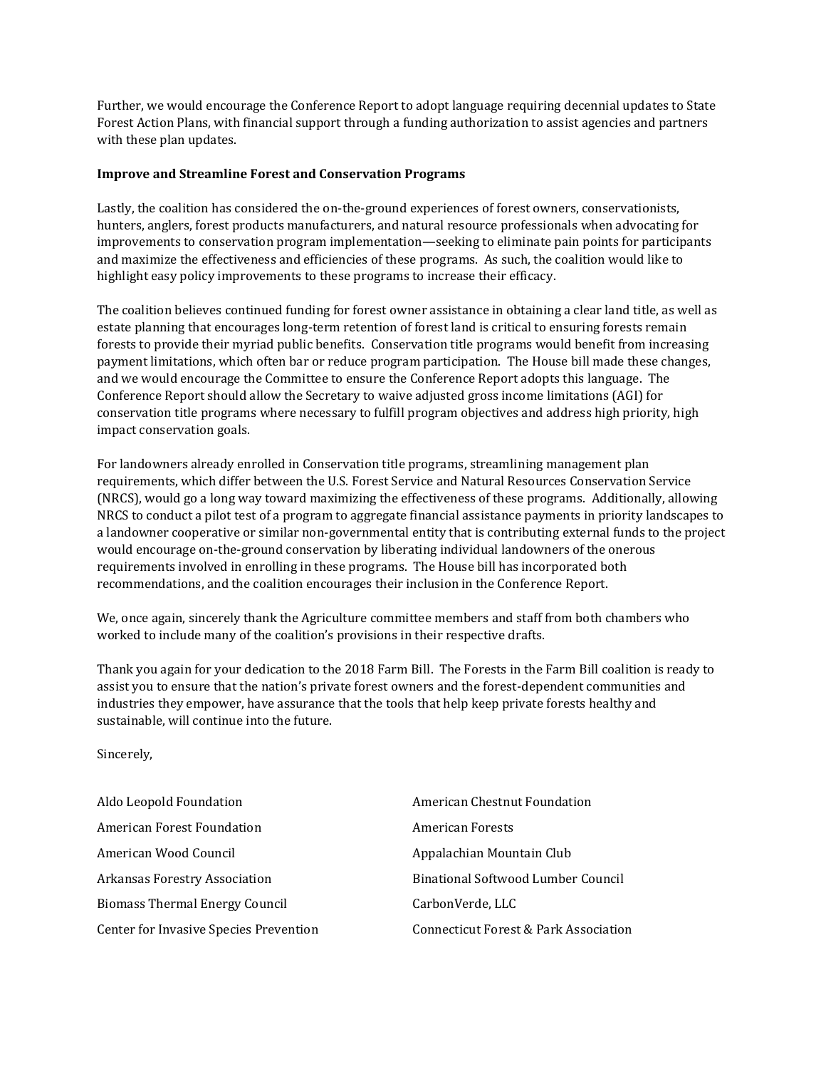Further, we would encourage the Conference Report to adopt language requiring decennial updates to State Forest Action Plans, with financial support through a funding authorization to assist agencies and partners with these plan updates.

**Improve and Streamline Forest and Conservation Programs**

Lastly, the coalition has considered the on-the-ground experiences of forest owners, conservationists, hunters, anglers, forest products manufacturers, and natural resource professionals when advocating for improvements to conservation program implementation—seeking to eliminate pain points for participants and maximize the effectiveness and efficiencies of these programs. As such, the coalition would like to highlight easy policy improvements to these programs to increase their efficacy.

The coalition believes continued funding for forest owner assistance in obtaining a clear land title, as well as estate planning that encourages long-term retention of forest land is critical to ensuring forests remain forests to provide their myriad public benefits. Conservation title programs would benefit from increasing payment limitations, which often bar or reduce program participation. The House bill made these changes, and we would encourage the Committee to ensure the Conference Report adopts this language. The Conference Report should allow the Secretary to waive adjusted gross income limitations (AGI) for conservation title programs where necessary to fulfill program objectives and address high priority, high impact conservation goals.

For landowners already enrolled in Conservation title programs, streamlining management plan requirements, which differ between the U.S. Forest Service and Natural Resources Conservation Service (NRCS), would go a long way toward maximizing the effectiveness of these programs. Additionally, allowing NRCS to conduct a pilot test of a program to aggregate financial assistance payments in priority landscapes to a landowner cooperative or similar non-governmental entity that is contributing external funds to the project would encourage on-the-ground conservation by liberating individual landowners of the onerous requirements involved in enrolling in these programs. The House bill has incorporated both recommendations, and the coalition encourages their inclusion in the Conference Report.

We, once again, sincerely thank the Agriculture committee members and staff from both chambers who worked to include many of the coalition's provisions in their respective drafts.

Thank you again for your dedication to the 2018 Farm Bill. The Forests in the Farm Bill coalition is ready to assist you to ensure that the nation's private forest owners and the forest-dependent communities and industries they empower, have assurance that the tools that help keep private forests healthy and sustainable, will continue into the future.

Sincerely,

Aldo Leopold Foundation
American Chestnut Foundation
American Forest Foundation
American Forests
American Wood Council
Appalachian Mountain Club
Arkansas Forestry Association
Binational Softwood Lumber Council
Biomass Thermal Energy Council
CarbonVerde, LLC
Center for Invasive Species Prevention
Connecticut Forest & Park Association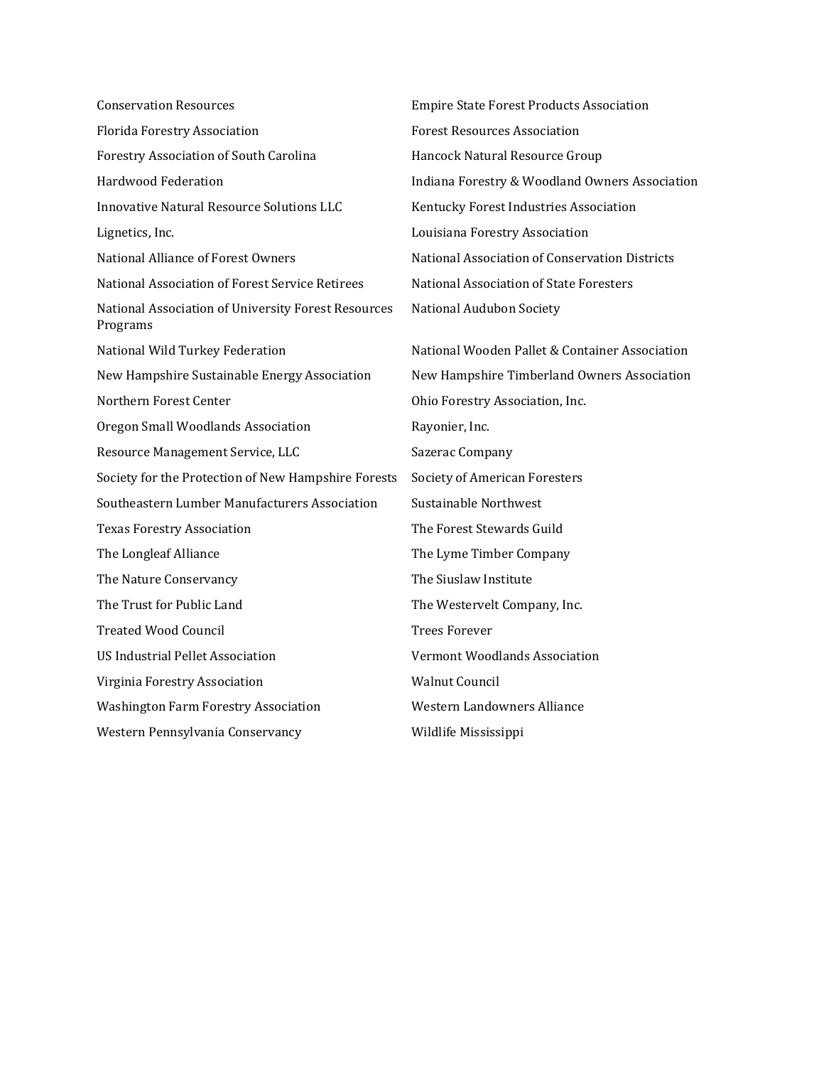Conservation Resources

Empire State Forest Products Association

Florida Forestry Association

Forest Resources Association

Forestry Association of South Carolina

Hancock Natural Resource Group

Hardwood Federation

Indiana Forestry & Woodland Owners Association

Innovative Natural Resource Solutions LLC

Kentucky Forest Industries Association

Lignetics, Inc.

Louisiana Forestry Association

National Alliance of Forest Owners

National Association of Conservation Districts

National Association of Forest Service Retirees

National Association of State Foresters

National Association of University Forest Resources Programs

National Audubon Society

National Wild Turkey Federation

National Wooden Pallet & Container Association

New Hampshire Sustainable Energy Association

New Hampshire Timberland Owners Association

Northern Forest Center

Ohio Forestry Association, Inc.

Oregon Small Woodlands Association

Rayonier, Inc.

Resource Management Service, LLC

Sazerac Company

Society for the Protection of New Hampshire Forests

Society of American Foresters

Southeastern Lumber Manufacturers Association

Sustainable Northwest

Texas Forestry Association

The Forest Stewards Guild

The Longleaf Alliance

The Lyme Timber Company

The Nature Conservancy

The Siuslaw Institute

The Trust for Public Land

The Westervelt Company, Inc.

Treated Wood Council

Trees Forever

US Industrial Pellet Association

Vermont Woodlands Association

Virginia Forestry Association

Walnut Council

Washington Farm Forestry Association

Western Landowners Alliance

Western Pennsylvania Conservancy

Wildlife Mississippi